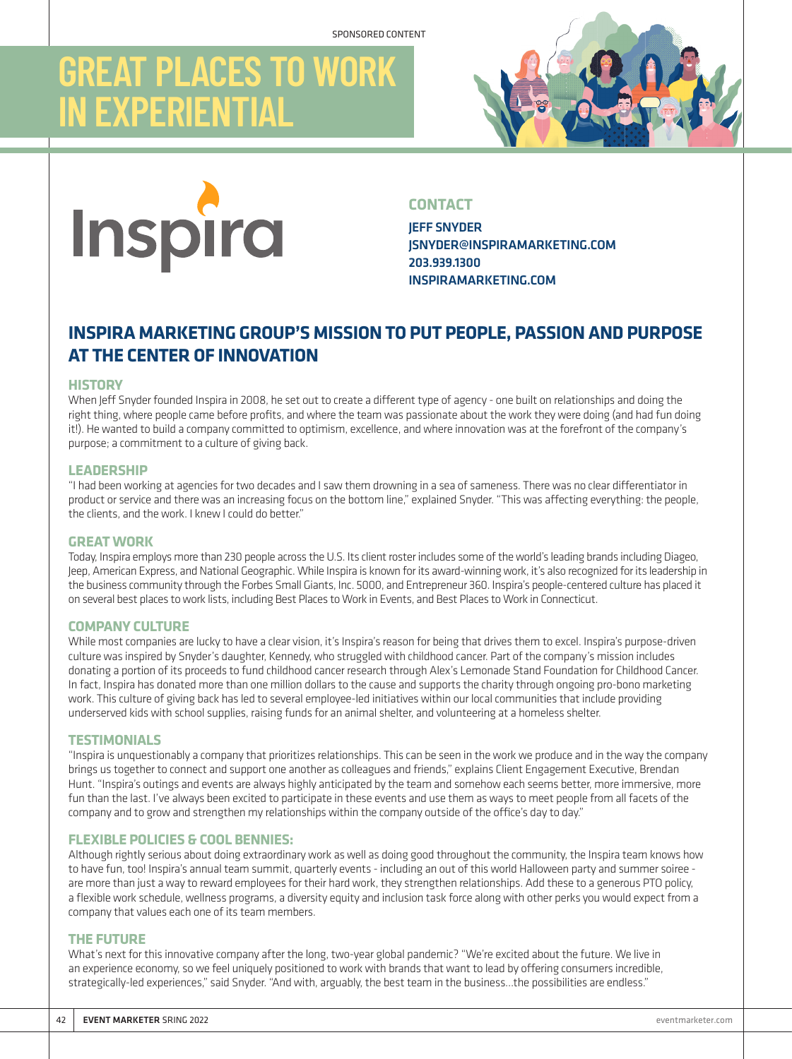SPONSORED CONTENT

# GREAT PLACES TO WORK IN EXPERIENTIAL

Inspira

### CONTACT

**JEFF SNYDER**
**JSNYDER@INSPIRAMARKETING.COM**
**203.939.1300**
**INSPIRAMARKETING.COM**

## INSPIRA MARKETING GROUP'S MISSION TO PUT PEOPLE, PASSION AND PURPOSE AT THE CENTER OF INNOVATION

### HISTORY

When Jeff Snyder founded Inspira in 2008, he set out to create a different type of agency - one built on relationships and doing the right thing, where people came before profits, and where the team was passionate about the work they were doing (and had fun doing it!). He wanted to build a company committed to optimism, excellence, and where innovation was at the forefront of the company's purpose; a commitment to a culture of giving back.

### LEADERSHIP

"I had been working at agencies for two decades and I saw them drowning in a sea of sameness. There was no clear differentiator in product or service and there was an increasing focus on the bottom line," explained Snyder. "This was affecting everything: the people, the clients, and the work. I knew I could do better."

### GREAT WORK

Today, Inspira employs more than 230 people across the U.S. Its client roster includes some of the world's leading brands including Diageo, Jeep, American Express, and National Geographic. While Inspira is known for its award-winning work, it's also recognized for its leadership in the business community through the Forbes Small Giants, Inc. 5000, and Entrepreneur 360. Inspira's people-centered culture has placed it on several best places to work lists, including Best Places to Work in Events, and Best Places to Work in Connecticut.

### COMPANY CULTURE

While most companies are lucky to have a clear vision, it's Inspira's reason for being that drives them to excel. Inspira's purpose-driven culture was inspired by Snyder's daughter, Kennedy, who struggled with childhood cancer. Part of the company's mission includes donating a portion of its proceeds to fund childhood cancer research through Alex's Lemonade Stand Foundation for Childhood Cancer. In fact, Inspira has donated more than one million dollars to the cause and supports the charity through ongoing pro-bono marketing work. This culture of giving back has led to several employee-led initiatives within our local communities that include providing underserved kids with school supplies, raising funds for an animal shelter, and volunteering at a homeless shelter.

### TESTIMONIALS

"Inspira is unquestionably a company that prioritizes relationships. This can be seen in the work we produce and in the way the company brings us together to connect and support one another as colleagues and friends," explains Client Engagement Executive, Brendan Hunt. "Inspira's outings and events are always highly anticipated by the team and somehow each seems better, more immersive, more fun than the last. I've always been excited to participate in these events and use them as ways to meet people from all facets of the company and to grow and strengthen my relationships within the company outside of the office's day to day."

### FLEXIBLE POLICIES & COOL BENNIES:

Although rightly serious about doing extraordinary work as well as doing good throughout the community, the Inspira team knows how to have fun, too! Inspira's annual team summit, quarterly events - including an out of this world Halloween party and summer soiree - are more than just a way to reward employees for their hard work, they strengthen relationships. Add these to a generous PTO policy, a flexible work schedule, wellness programs, a diversity equity and inclusion task force along with other perks you would expect from a company that values each one of its team members.

### THE FUTURE

What's next for this innovative company after the long, two-year global pandemic? "We're excited about the future. We live in an experience economy, so we feel uniquely positioned to work with brands that want to lead by offering consumers incredible, strategically-led experiences," said Snyder. "And with, arguably, the best team in the business…the possibilities are endless."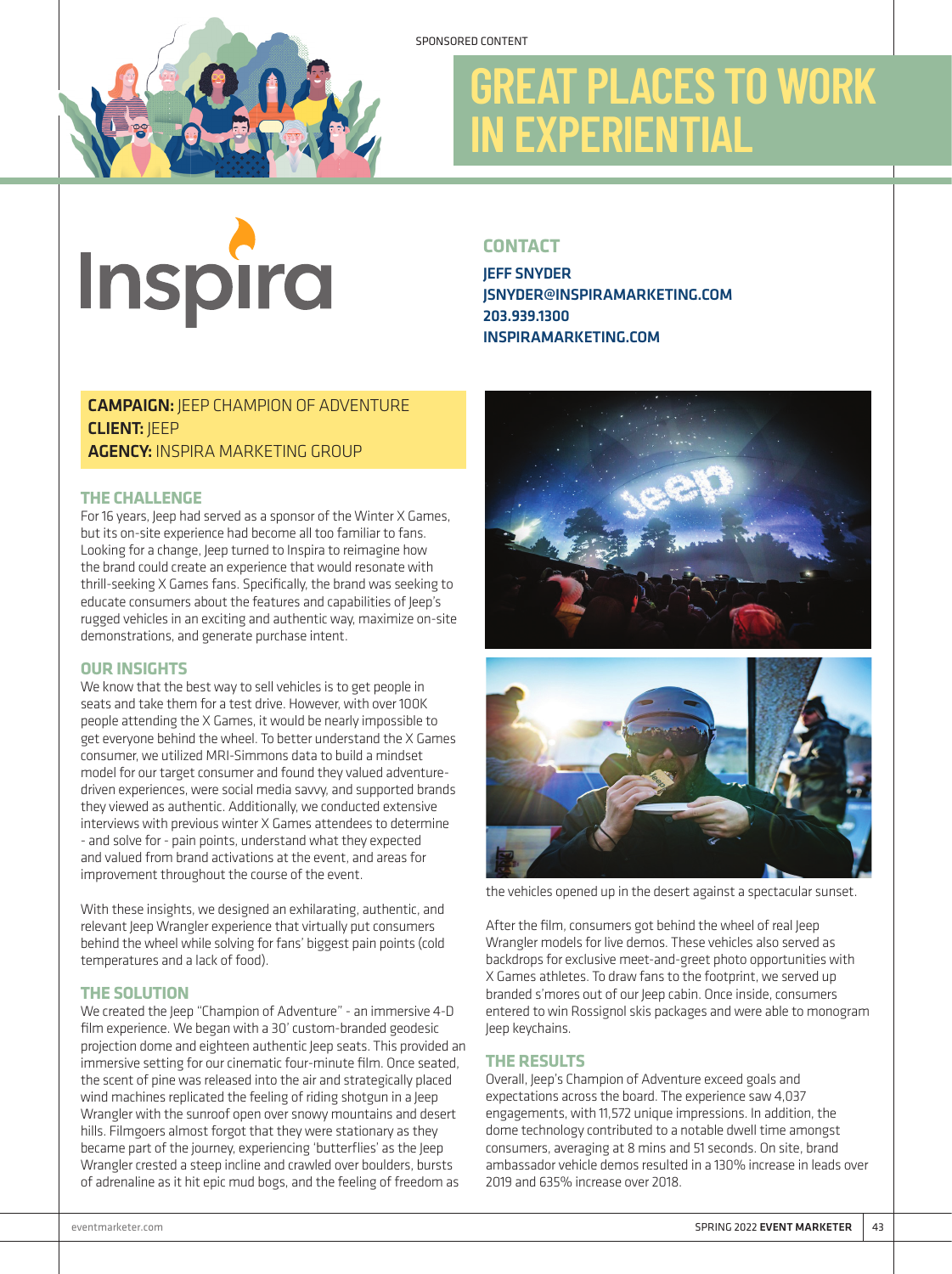SPONSORED CONTENT

# GREAT PLACES TO WORK IN EXPERIENTIAL

Inspira

## CONTACT

**JEFF SNYDER**
**JSNYDER@INSPIRAMARKETING.COM**
**203.939.1300**
**INSPIRAMARKETING.COM**

**CAMPAIGN:** JEEP CHAMPION OF ADVENTURE
**CLIENT:** JEEP
**AGENCY:** INSPIRA MARKETING GROUP

### THE CHALLENGE

For 16 years, Jeep had served as a sponsor of the Winter X Games, but its on-site experience had become all too familiar to fans. Looking for a change, Jeep turned to Inspira to reimagine how the brand could create an experience that would resonate with thrill-seeking X Games fans. Specifically, the brand was seeking to educate consumers about the features and capabilities of Jeep's rugged vehicles in an exciting and authentic way, maximize on-site demonstrations, and generate purchase intent.

### OUR INSIGHTS

We know that the best way to sell vehicles is to get people in seats and take them for a test drive. However, with over 100K people attending the X Games, it would be nearly impossible to get everyone behind the wheel. To better understand the X Games consumer, we utilized MRI-Simmons data to build a mindset model for our target consumer and found they valued adventure-driven experiences, were social media savvy, and supported brands they viewed as authentic. Additionally, we conducted extensive interviews with previous winter X Games attendees to determine - and solve for - pain points, understand what they expected and valued from brand activations at the event, and areas for improvement throughout the course of the event.

With these insights, we designed an exhilarating, authentic, and relevant Jeep Wrangler experience that virtually put consumers behind the wheel while solving for fans' biggest pain points (cold temperatures and a lack of food).

### THE SOLUTION

We created the Jeep "Champion of Adventure" - an immersive 4-D film experience. We began with a 30' custom-branded geodesic projection dome and eighteen authentic Jeep seats. This provided an immersive setting for our cinematic four-minute film. Once seated, the scent of pine was released into the air and strategically placed wind machines replicated the feeling of riding shotgun in a Jeep Wrangler with the sunroof open over snowy mountains and desert hills. Filmgoers almost forgot that they were stationary as they became part of the journey, experiencing 'butterflies' as the Jeep Wrangler crested a steep incline and crawled over boulders, bursts of adrenaline as it hit epic mud bogs, and the feeling of freedom as the vehicles opened up in the desert against a spectacular sunset.

After the film, consumers got behind the wheel of real Jeep Wrangler models for live demos. These vehicles also served as backdrops for exclusive meet-and-greet photo opportunities with X Games athletes. To draw fans to the footprint, we served up branded s'mores out of our Jeep cabin. Once inside, consumers entered to win Rossignol skis packages and were able to monogram Jeep keychains.

### THE RESULTS

Overall, Jeep's Champion of Adventure exceed goals and expectations across the board. The experience saw 4,037 engagements, with 11,572 unique impressions. In addition, the dome technology contributed to a notable dwell time amongst consumers, averaging at 8 mins and 51 seconds. On site, brand ambassador vehicle demos resulted in a 130% increase in leads over 2019 and 635% increase over 2018.